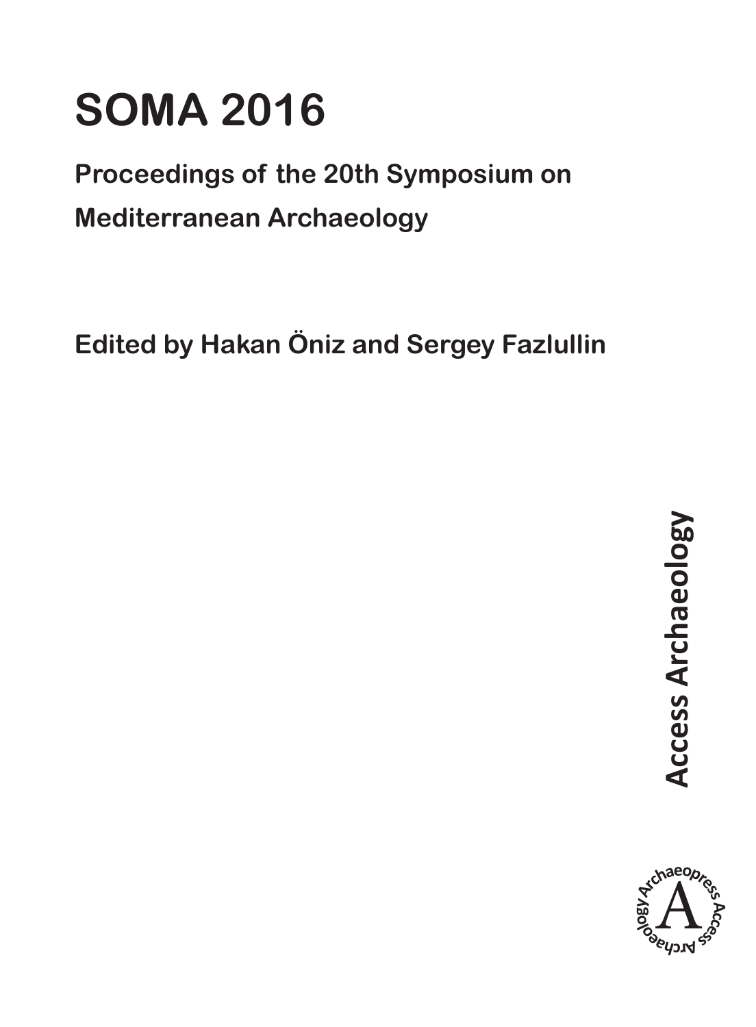# SOMA 2016

## Proceedings of the 20th Symposium on Mediterranean Archaeology

**Edited by Hakan Öniz and Sergey Fazlullin**

**Access Archaeology**

Archaeopress Access Archaeology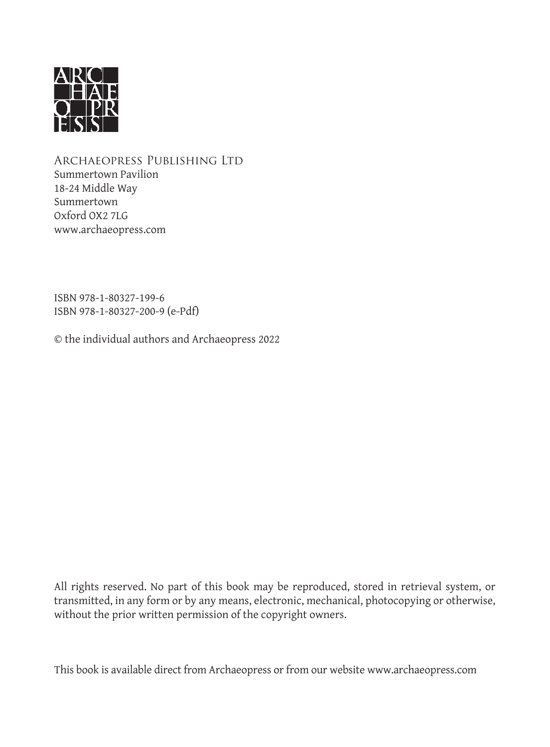Archaeopress Publishing Ltd
Summertown Pavilion
18-24 Middle Way
Summertown
Oxford OX2 7LG
www.archaeopress.com

ISBN 978-1-80327-199-6
ISBN 978-1-80327-200-9 (e-Pdf)

© the individual authors and Archaeopress 2022

All rights reserved. No part of this book may be reproduced, stored in retrieval system, or transmitted, in any form or by any means, electronic, mechanical, photocopying or otherwise, without the prior written permission of the copyright owners.

This book is available direct from Archaeopress or from our website www.archaeopress.com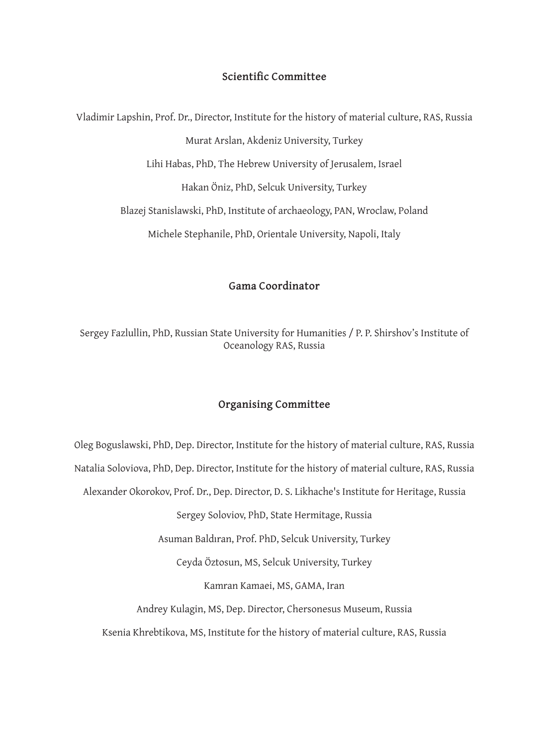## Scientific Committee

Vladimir Lapshin, Prof. Dr., Director, Institute for the history of material culture, RAS, Russia

Murat Arslan, Akdeniz University, Turkey

Lihi Habas, PhD, The Hebrew University of Jerusalem, Israel

Hakan Öniz, PhD, Selcuk University, Turkey

Blazej Stanislawski, PhD, Institute of archaeology, PAN, Wroclaw, Poland

Michele Stephanile, PhD, Orientale University, Napoli, Italy

## Gama Coordinator

Sergey Fazlullin, PhD, Russian State University for Humanities / P. P. Shirshov's Institute of Oceanology RAS, Russia

## Organising Committee

Oleg Boguslawski, PhD, Dep. Director, Institute for the history of material culture, RAS, Russia

Natalia Soloviova, PhD, Dep. Director, Institute for the history of material culture, RAS, Russia

Alexander Okorokov, Prof. Dr., Dep. Director, D. S. Likhache's Institute for Heritage, Russia

Sergey Soloviov, PhD, State Hermitage, Russia

Asuman Baldıran, Prof. PhD, Selcuk University, Turkey

Ceyda Öztosun, MS, Selcuk University, Turkey

Kamran Kamaei, MS, GAMA, Iran

Andrey Kulagin, MS, Dep. Director, Chersonesus Museum, Russia

Ksenia Khrebtikova, MS, Institute for the history of material culture, RAS, Russia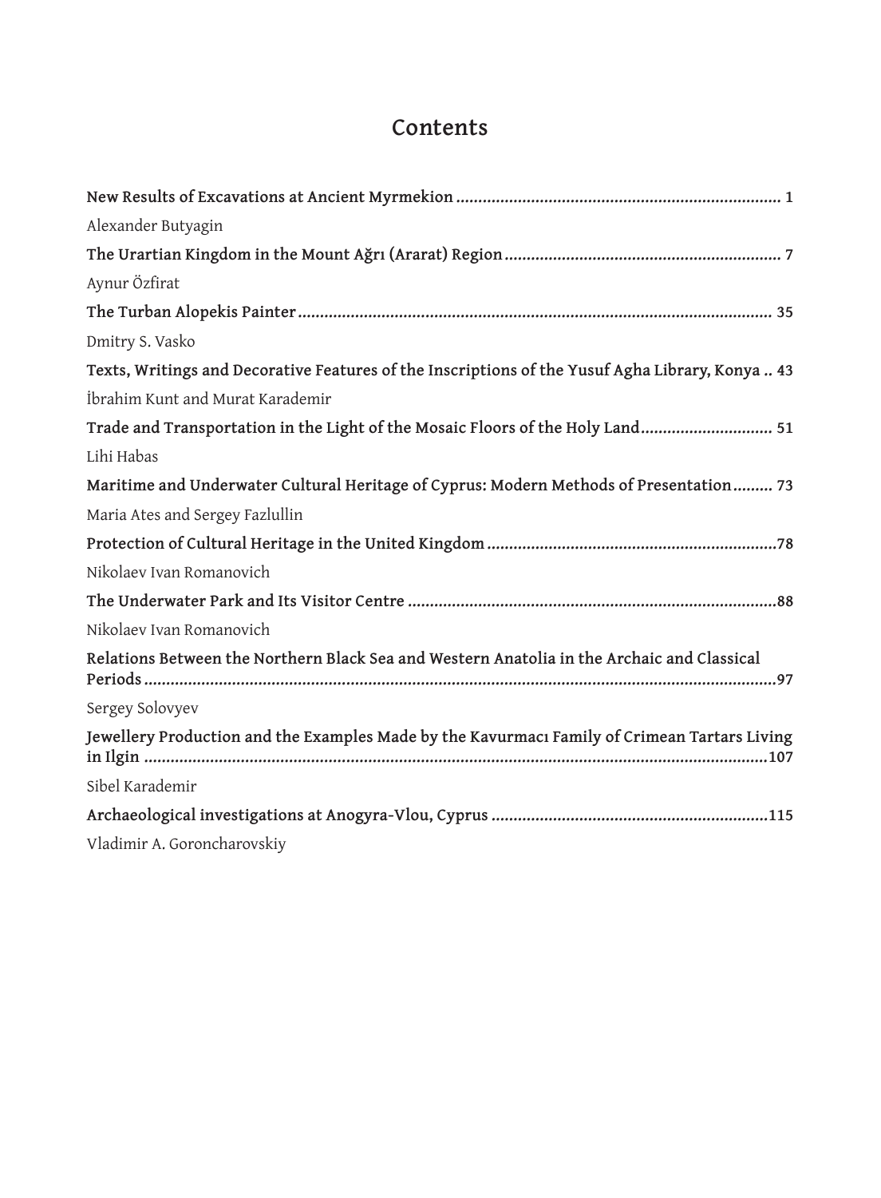# Contents

**New Results of Excavations at Ancient Myrmekion ........................................................................ 1**

Alexander Butyagin

**The Urartian Kingdom in the Mount Ağrı (Ararat) Region ............................................................ 7**

Aynur Özfirat

**The Turban Alopekis Painter ........................................................................................................ 35**

Dmitry S. Vasko

**Texts, Writings and Decorative Features of the Inscriptions of the Yusuf Agha Library, Konya .. 43**

İbrahim Kunt and Murat Karademir

**Trade and Transportation in the Light of the Mosaic Floors of the Holy Land.............................. 51**

Lihi Habas

**Maritime and Underwater Cultural Heritage of Cyprus: Modern Methods of Presentation......... 73**

Maria Ates and Sergey Fazlullin

**Protection of Cultural Heritage in the United Kingdom .................................................................78**

Nikolaev Ivan Romanovich

**The Underwater Park and Its Visitor Centre ...................................................................................88**

Nikolaev Ivan Romanovich

**Relations Between the Northern Black Sea and Western Anatolia in the Archaic and Classical Periods .............................................................................................................................................97**

Sergey Solovyev

**Jewellery Production and the Examples Made by the Kavurmacı Family of Crimean Tartars Living in Ilgin ............................................................................................................................................107**

Sibel Karademir

**Archaeological investigations at Anogyra-Vlou, Cyprus ..............................................................115**

Vladimir A. Goroncharovskiy